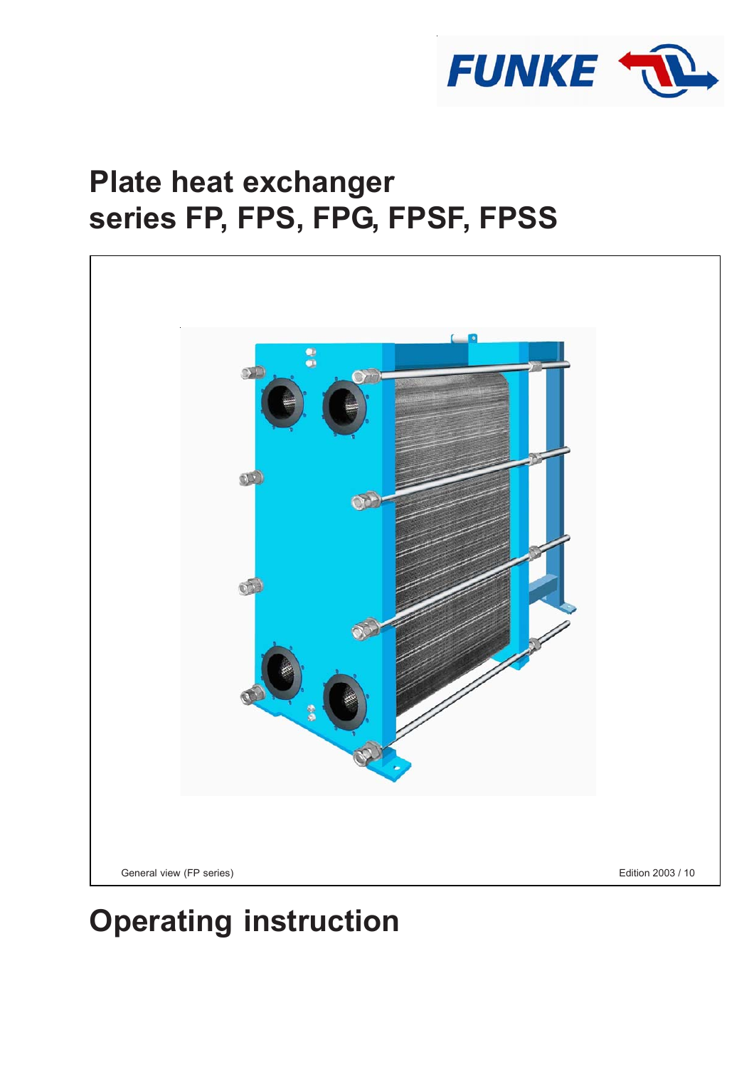FUNKE

# Plate heat exchanger
# series FP, FPS, FPG, FPSF, FPSS

General view (FP series)

Edition 2003 / 10

# Operating instruction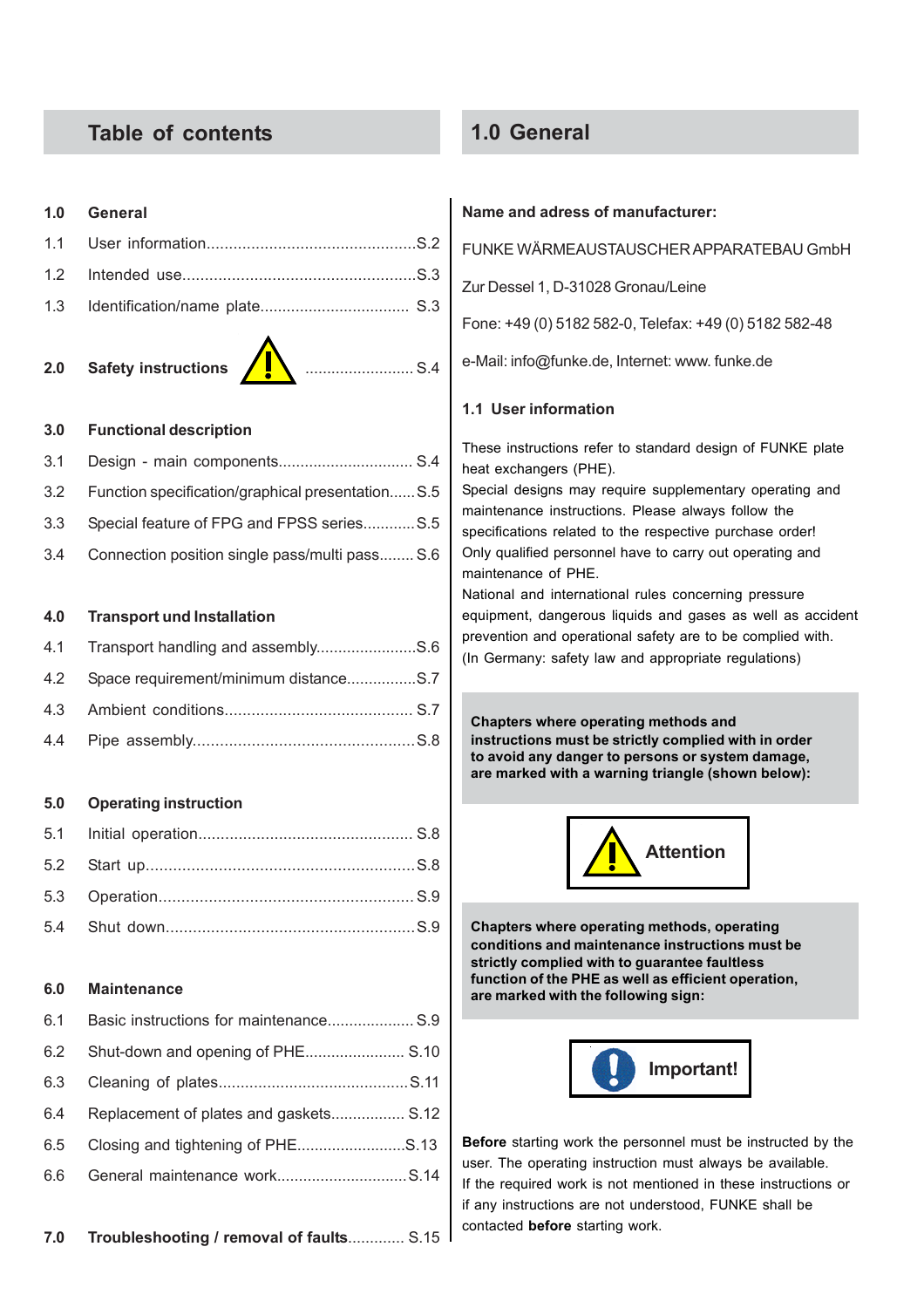## Table of contents

**1.0 General**

1.1 User information..............................................S.2

1.2 Intended use....................................................S.3

1.3 Identification/name plate................................. S.3

**2.0 Safety instructions** ........................ S.4

**3.0 Functional description**

3.1 Design - main components.............................. S.4

3.2 Function specification/graphical presentation......S.5

3.3 Special feature of FPG and FPSS series............S.5

3.4 Connection position single pass/multi pass........ S.6

**4.0 Transport und Installation**

4.1 Transport handling and assembly.......................S.6

4.2 Space requirement/minimum distance................S.7

4.3 Ambient conditions.......................................... S.7

4.4 Pipe assembly.................................................S.8

**5.0 Operating instruction**

5.1 Initial operation................................................ S.8

5.2 Start up...........................................................S.8

5.3 Operation........................................................ S.9

5.4 Shut down.......................................................S.9

**6.0 Maintenance**

6.1 Basic instructions for maintenance.................... S.9

6.2 Shut-down and opening of PHE....................... S.10

6.3 Cleaning of plates...........................................S.11

6.4 Replacement of plates and gaskets................. S.12

6.5 Closing and tightening of PHE.........................S.13

6.6 General maintenance work.............................S.14

**7.0 Troubleshooting / removal of faults**............. S.15

## 1.0 General

**Name and adress of manufacturer:**

FUNKE WÄRMEAUSTAUSCHER APPARATEBAU GmbH

Zur Dessel 1, D-31028 Gronau/Leine

Fone: +49 (0) 5182 582-0, Telefax: +49 (0) 5182 582-48

e-Mail: info@funke.de, Internet: www. funke.de

### 1.1 User information

These instructions refer to standard design of FUNKE plate heat exchangers (PHE).
Special designs may require supplementary operating and maintenance instructions. Please always follow the specifications related to the respective purchase order!
Only qualified personnel have to carry out operating and maintenance of PHE.
National and international rules concerning pressure equipment, dangerous liquids and gases as well as accident prevention and operational safety are to be complied with.
(In Germany: safety law and appropriate regulations)

**Chapters where operating methods and instructions must be strictly complied with in order to avoid any danger to persons or system damage, are marked with a warning triangle (shown below):**

**Attention**

**Chapters where operating methods, operating conditions and maintenance instructions must be strictly complied with to guarantee faultless function of the PHE as well as efficient operation, are marked with the following sign:**

**Important!**

**Before** starting work the personnel must be instructed by the user. The operating instruction must always be available.
If the required work is not mentioned in these instructions or if any instructions are not understood, FUNKE shall be contacted **before** starting work.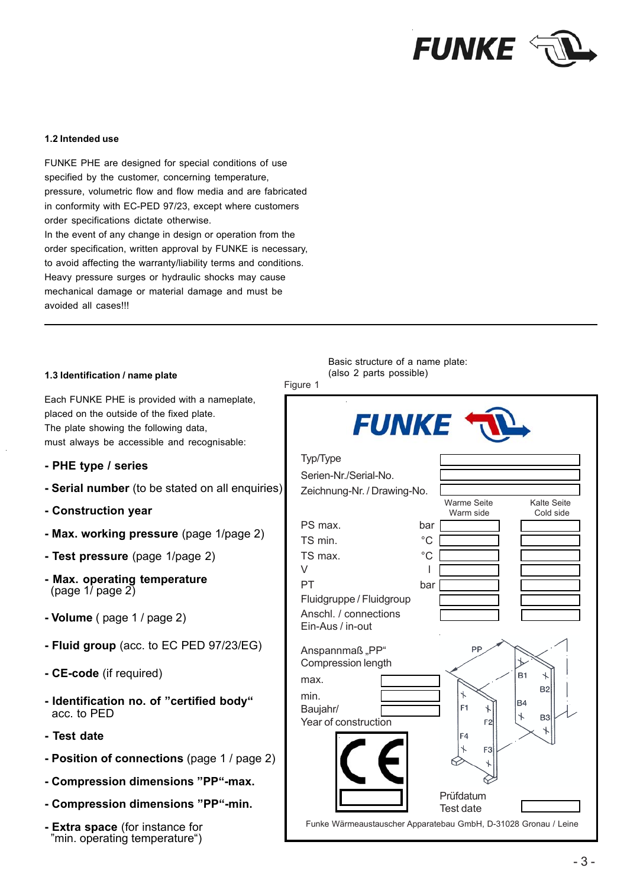### 1.2 Intended use

FUNKE PHE are designed for special conditions of use specified by the customer, concerning temperature, pressure, volumetric flow and flow media and are fabricated in conformity with EC-PED 97/23, except where customers order specifications dictate otherwise.
In the event of any change in design or operation from the order specification, written approval by FUNKE is necessary, to avoid affecting the warranty/liability terms and conditions.
Heavy pressure surges or hydraulic shocks may cause mechanical damage or material damage and must be avoided all cases!!!

---

### 1.3 Identification / name plate

Each FUNKE PHE is provided with a nameplate, placed on the outside of the fixed plate.
The plate showing the following data, must always be accessible and recognisable:

- **PHE type / series**
- **Serial number** (to be stated on all enquiries)
- **Construction year**
- **Max. working pressure** (page 1/page 2)
- **Test pressure** (page 1/page 2)
- **Max. operating temperature** (page 1/ page 2)
- **Volume** ( page 1 / page 2)
- **Fluid group** (acc. to EC PED 97/23/EG)
- **CE-code** (if required)
- **Identification no. of "certified body"** acc. to PED
- **Test date**
- **Position of connections** (page 1 / page 2)
- **Compression dimensions "PP"-max.**
- **Compression dimensions "PP"-min.**
- **Extra space** (for instance for "min. operating temperature")

Basic structure of a name plate:
(also 2 parts possible)

Figure 1

FUNKE

| | | Warme Seite / Warm side | Kalte Seite / Cold side |
|---|---|---|---|
| Typ/Type | | | |
| Serien-Nr./Serial-No. | | | |
| Zeichnung-Nr. / Drawing-No. | | | |
| PS max. | bar | | |
| TS min. | °C | | |
| TS max. | °C | | |
| V | l | | |
| PT | bar | | |
| Fluidgruppe / Fluidgroup | | | |
| Anschl. / connections Ein-Aus / in-out | | | |

Anspannmaß „PP“ / Compression length
max.
min.
Baujahr/ Year of construction

PP, B1, B2, B3, B4, F1, F2, F3, F4

CE

Prüfdatum / Test date

Funke Wärmeaustauscher Apparatebau GmbH, D-31028 Gronau / Leine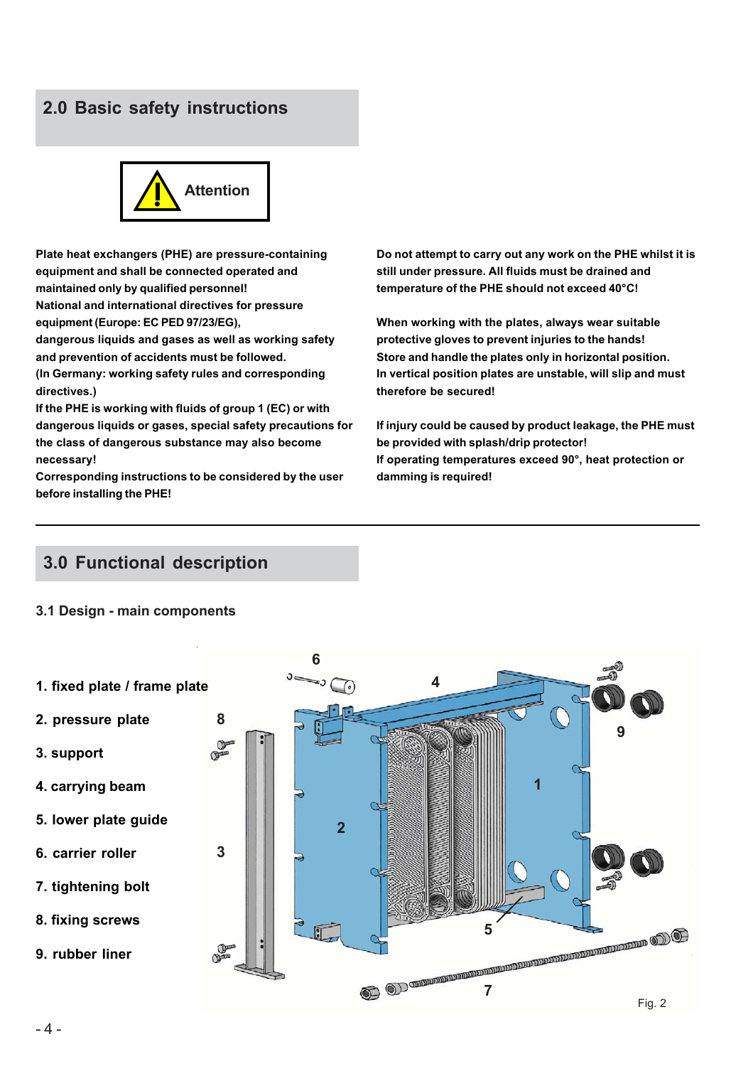## 2.0 Basic safety instructions

**Attention**

**Plate heat exchangers (PHE) are pressure-containing equipment and shall be connected operated and maintained only by qualified personnel!**
**National and international directives for pressure equipment (Europe: EC PED 97/23/EG),**
**dangerous liquids and gases as well as working safety and prevention of accidents must be followed.**
**(In Germany: working safety rules and corresponding directives.)**
**If the PHE is working with fluids of group 1 (EC) or with dangerous liquids or gases, special safety precautions for the class of dangerous substance may also become necessary!**
**Corresponding instructions to be considered by the user before installing the PHE!**

**Do not attempt to carry out any work on the PHE whilst it is still under pressure. All fluids must be drained and temperature of the PHE should not exceed 40°C!**

**When working with the plates, always wear suitable protective gloves to prevent injuries to the hands!**
**Store and handle the plates only in horizontal position.**
**In vertical position plates are unstable, will slip and must therefore be secured!**

**If injury could be caused by product leakage, the PHE must be provided with splash/drip protector!**
**If operating temperatures exceed 90°, heat protection or damming is required!**

## 3.0 Functional description

### 3.1 Design - main components

1. fixed plate / frame plate
2. pressure plate
3. support
4. carrying beam
5. lower plate guide
6. carrier roller
7. tightening bolt
8. fixing screws
9. rubber liner

Fig. 2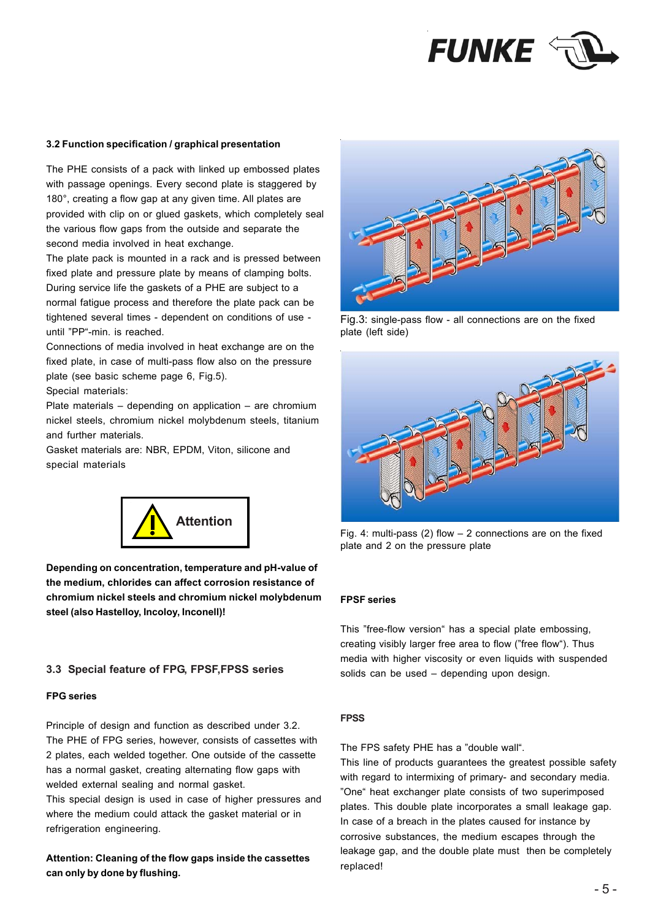### 3.2 Function specification / graphical presentation

The PHE consists of a pack with linked up embossed plates with passage openings. Every second plate is staggered by 180°, creating a flow gap at any given time. All plates are provided with clip on or glued gaskets, which completely seal the various flow gaps from the outside and separate the second media involved in heat exchange.
The plate pack is mounted in a rack and is pressed between fixed plate and pressure plate by means of clamping bolts. During service life the gaskets of a PHE are subject to a normal fatigue process and therefore the plate pack can be tightened several times - dependent on conditions of use - until "PP"-min. is reached.
Connections of media involved in heat exchange are on the fixed plate, in case of multi-pass flow also on the pressure plate (see basic scheme page 6, Fig.5).
Special materials:
Plate materials – depending on application – are chromium nickel steels, chromium nickel molybdenum steels, titanium and further materials.
Gasket materials are: NBR, EPDM, Viton, silicone and special materials

**Attention**

**Depending on concentration, temperature and pH-value of the medium, chlorides can affect corrosion resistance of chromium nickel steels and chromium nickel molybdenum steel (also Hastelloy, Incoloy, Inconell)!**

Fig.3: single-pass flow - all connections are on the fixed plate (left side)

Fig. 4: multi-pass (2) flow – 2 connections are on the fixed plate and 2 on the pressure plate

### 3.3 Special feature of FPG, FPSF,FPSS series

#### FPG series

Principle of design and function as described under 3.2.
The PHE of FPG series, however, consists of cassettes with 2 plates, each welded together. One outside of the cassette has a normal gasket, creating alternating flow gaps with welded external sealing and normal gasket.
This special design is used in case of higher pressures and where the medium could attack the gasket material or in refrigeration engineering.

**Attention: Cleaning of the flow gaps inside the cassettes can only by done by flushing.**

#### FPSF series

This "free-flow version" has a special plate embossing, creating visibly larger free area to flow ("free flow"). Thus media with higher viscosity or even liquids with suspended solids can be used – depending upon design.

#### FPSS

The FPS safety PHE has a "double wall".
This line of products guarantees the greatest possible safety with regard to intermixing of primary- and secondary media. "One" heat exchanger plate consists of two superimposed plates. This double plate incorporates a small leakage gap. In case of a breach in the plates caused for instance by corrosive substances, the medium escapes through the leakage gap, and the double plate must then be completely replaced!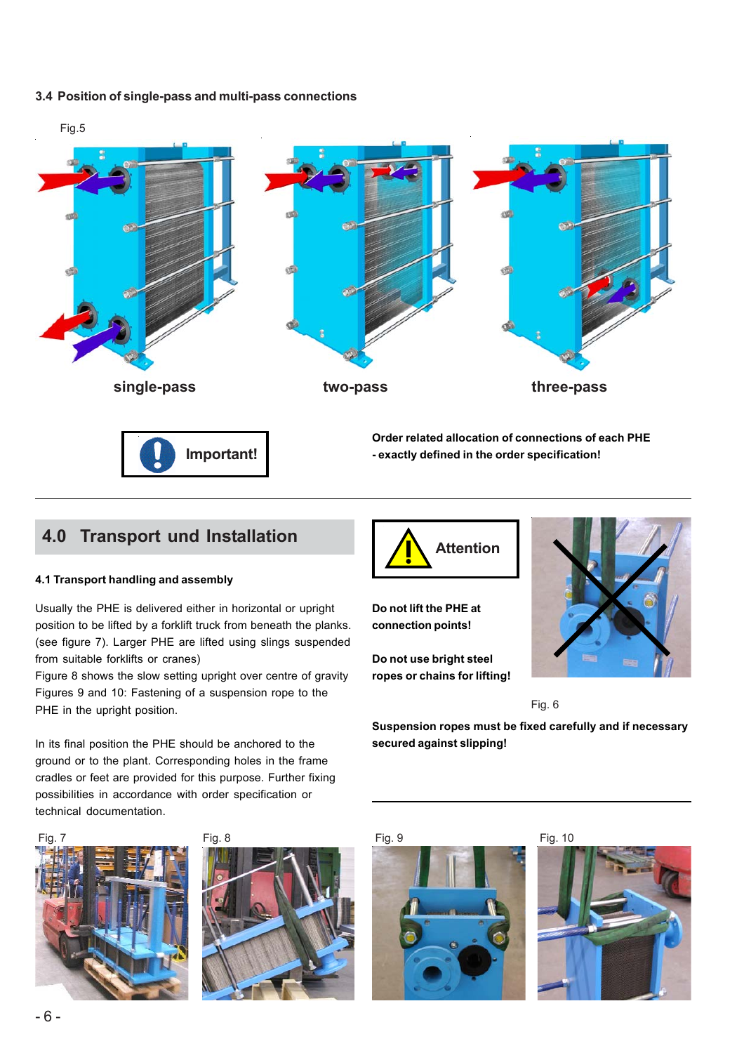### 3.4 Position of single-pass and multi-pass connections

Fig.5

single-pass

two-pass

three-pass

**Important!**

**Order related allocation of connections of each PHE - exactly defined in the order specification!**

## 4.0 Transport und Installation

### 4.1 Transport handling and assembly

Usually the PHE is delivered either in horizontal or upright position to be lifted by a forklift truck from beneath the planks. (see figure 7). Larger PHE are lifted using slings suspended from suitable forklifts or cranes)
Figure 8 shows the slow setting upright over centre of gravity
Figures 9 and 10: Fastening of a suspension rope to the PHE in the upright position.

In its final position the PHE should be anchored to the ground or to the plant. Corresponding holes in the frame cradles or feet are provided for this purpose. Further fixing possibilities in accordance with order specification or technical documentation.

**Attention**

**Do not lift the PHE at connection points!**

**Do not use bright steel ropes or chains for lifting!**

Fig. 6

**Suspension ropes must be fixed carefully and if necessary secured against slipping!**

Fig. 7

Fig. 8

Fig. 9

Fig. 10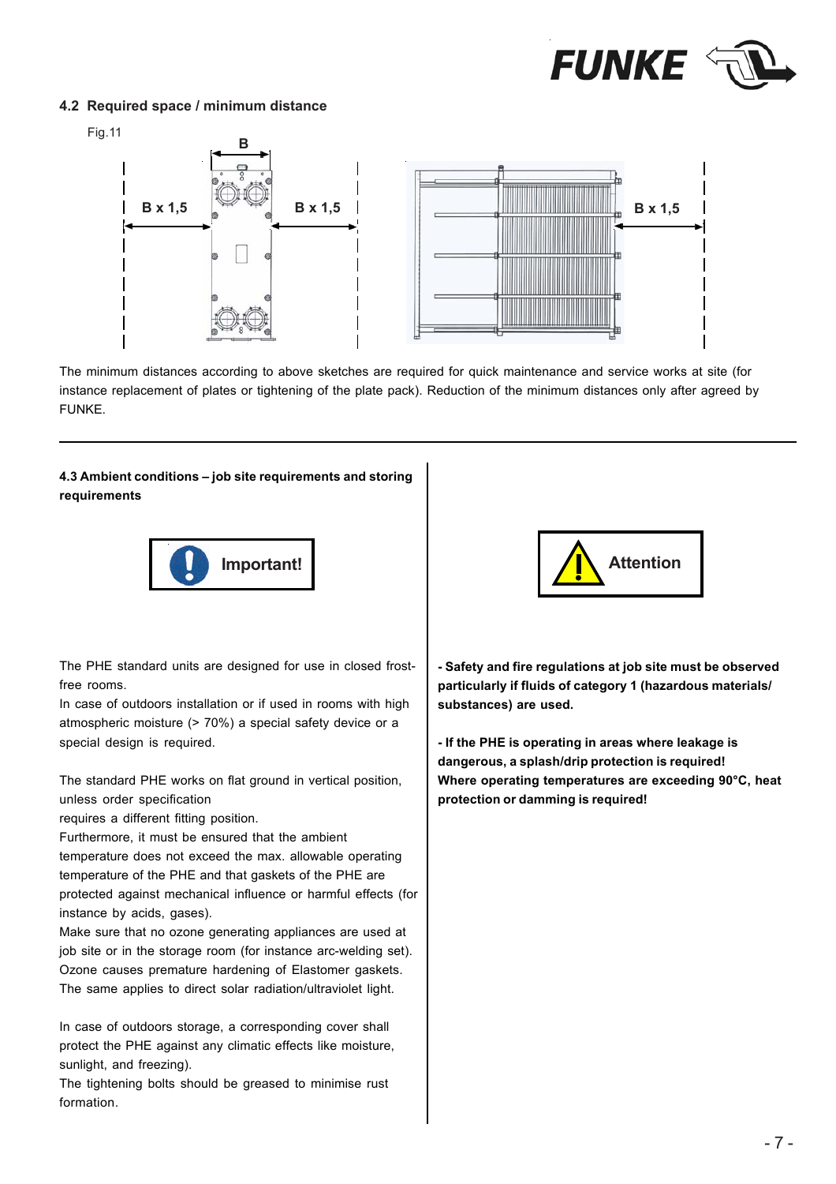## 4.2 Required space / minimum distance

Fig.11

B

B x 1,5 B x 1,5 B x 1,5

The minimum distances according to above sketches are required for quick maintenance and service works at site (for instance replacement of plates or tightening of the plate pack). Reduction of the minimum distances only after agreed by FUNKE.

---

**4.3 Ambient conditions – job site requirements and storing requirements**

**Important!**

The PHE standard units are designed for use in closed frost-free rooms.
In case of outdoors installation or if used in rooms with high atmospheric moisture (> 70%) a special safety device or a special design is required.

The standard PHE works on flat ground in vertical position, unless order specification requires a different fitting position.
Furthermore, it must be ensured that the ambient temperature does not exceed the max. allowable operating temperature of the PHE and that gaskets of the PHE are protected against mechanical influence or harmful effects (for instance by acids, gases).
Make sure that no ozone generating appliances are used at job site or in the storage room (for instance arc-welding set). Ozone causes premature hardening of Elastomer gaskets. The same applies to direct solar radiation/ultraviolet light.

In case of outdoors storage, a corresponding cover shall protect the PHE against any climatic effects like moisture, sunlight, and freezing).
The tightening bolts should be greased to minimise rust formation.

**Attention**

**- Safety and fire regulations at job site must be observed particularly if fluids of category 1 (hazardous materials/ substances) are used.**

**- If the PHE is operating in areas where leakage is dangerous, a splash/drip protection is required!**
**Where operating temperatures are exceeding 90°C, heat protection or damming is required!**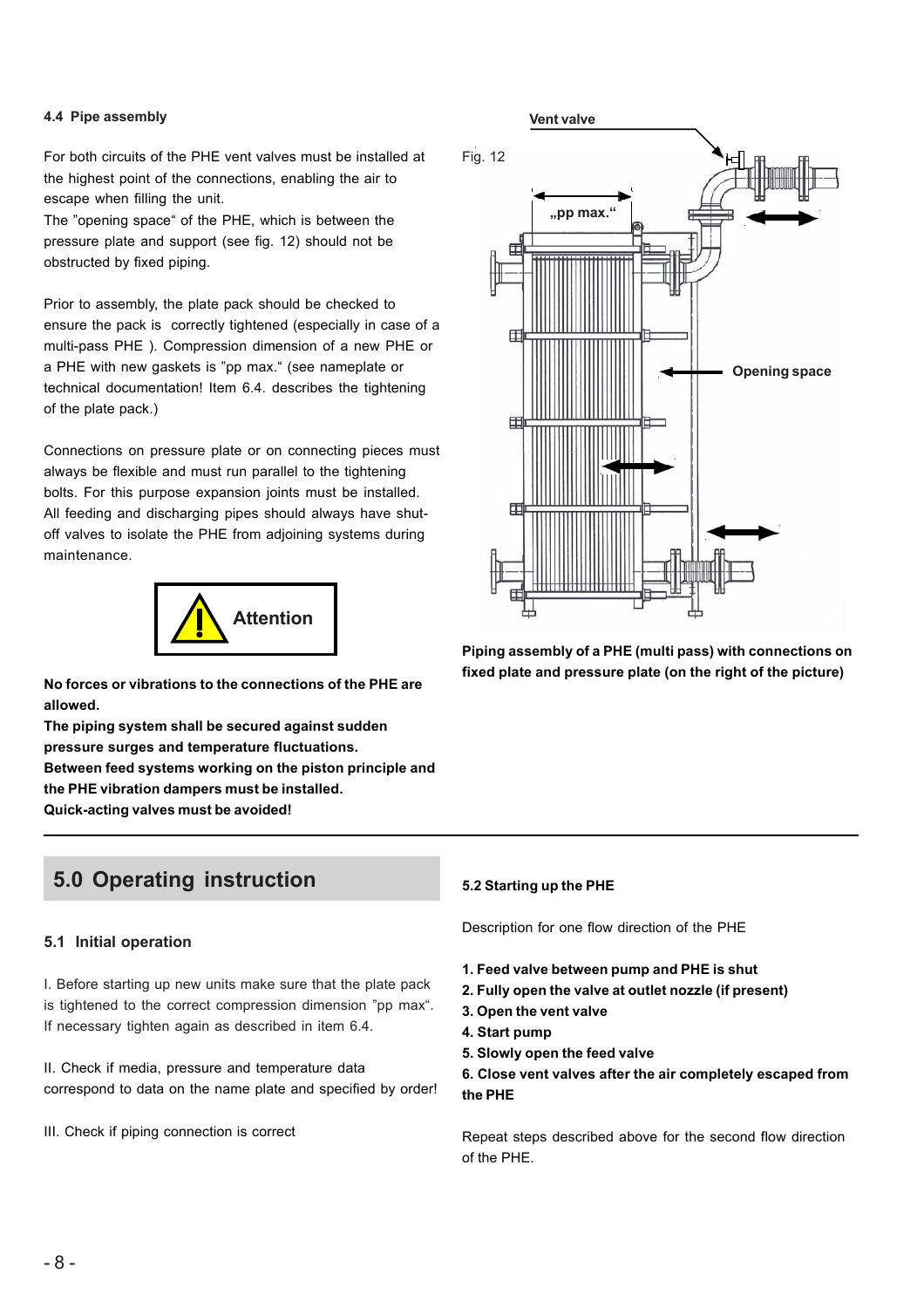#### 4.4 Pipe assembly

For both circuits of the PHE vent valves must be installed at the highest point of the connections, enabling the air to escape when filling the unit.
The "opening space" of the PHE, which is between the pressure plate and support (see fig. 12) should not be obstructed by fixed piping.

Prior to assembly, the plate pack should be checked to ensure the pack is correctly tightened (especially in case of a multi-pass PHE ). Compression dimension of a new PHE or a PHE with new gaskets is "pp max." (see nameplate or technical documentation! Item 6.4. describes the tightening of the plate pack.)

Connections on pressure plate or on connecting pieces must always be flexible and must run parallel to the tightening bolts. For this purpose expansion joints must be installed. All feeding and discharging pipes should always have shut-off valves to isolate the PHE from adjoining systems during maintenance.

**Attention**

**No forces or vibrations to the connections of the PHE are allowed.**
**The piping system shall be secured against sudden pressure surges and temperature fluctuations.**
**Between feed systems working on the piston principle and the PHE vibration dampers must be installed.**
**Quick-acting valves must be avoided!**

Fig. 12

Vent valve

„pp max.“

Opening space

**Piping assembly of a PHE (multi pass) with connections on fixed plate and pressure plate (on the right of the picture)**

## 5.0 Operating instruction

### 5.1 Initial operation

I. Before starting up new units make sure that the plate pack is tightened to the correct compression dimension "pp max". If necessary tighten again as described in item 6.4.

II. Check if media, pressure and temperature data correspond to data on the name plate and specified by order!

III. Check if piping connection is correct

#### 5.2 Starting up the PHE

Description for one flow direction of the PHE

**1. Feed valve between pump and PHE is shut**
**2. Fully open the valve at outlet nozzle (if present)**
**3. Open the vent valve**
**4. Start pump**
**5. Slowly open the feed valve**
**6. Close vent valves after the air completely escaped from the PHE**

Repeat steps described above for the second flow direction of the PHE.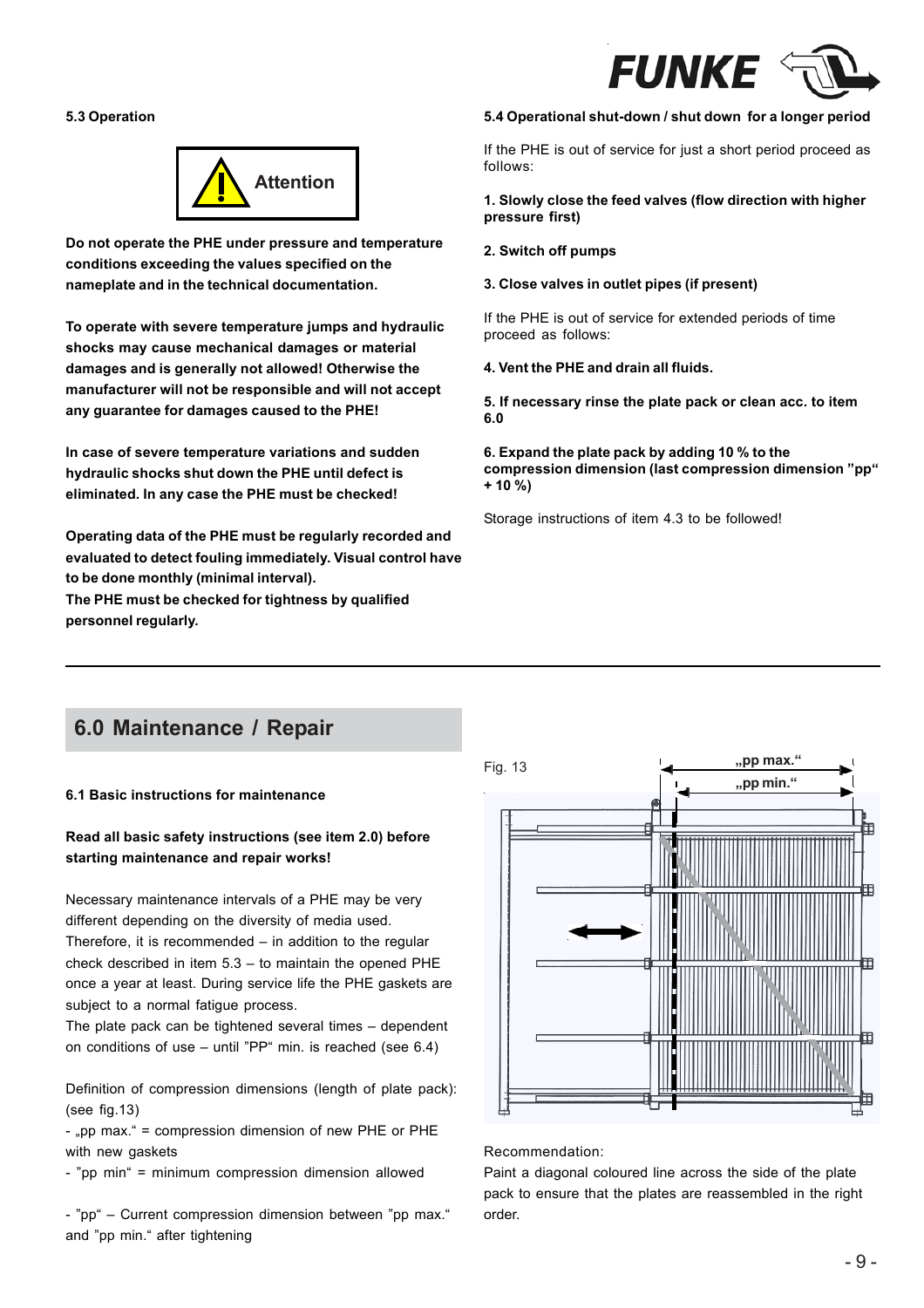### 5.3 Operation

**Attention**

**Do not operate the PHE under pressure and temperature conditions exceeding the values specified on the nameplate and in the technical documentation.**

**To operate with severe temperature jumps and hydraulic shocks may cause mechanical damages or material damages and is generally not allowed! Otherwise the manufacturer will not be responsible and will not accept any guarantee for damages caused to the PHE!**

**In case of severe temperature variations and sudden hydraulic shocks shut down the PHE until defect is eliminated. In any case the PHE must be checked!**

**Operating data of the PHE must be regularly recorded and evaluated to detect fouling immediately. Visual control have to be done monthly (minimal interval).**
**The PHE must be checked for tightness by qualified personnel regularly.**

### 5.4 Operational shut-down / shut down for a longer period

If the PHE is out of service for just a short period proceed as follows:

**1. Slowly close the feed valves (flow direction with higher pressure first)**

**2. Switch off pumps**

**3. Close valves in outlet pipes (if present)**

If the PHE is out of service for extended periods of time proceed as follows:

**4. Vent the PHE and drain all fluids.**

**5. If necessary rinse the plate pack or clean acc. to item 6.0**

**6. Expand the plate pack by adding 10 % to the compression dimension (last compression dimension "pp" + 10 %)**

Storage instructions of item 4.3 to be followed!

## 6.0 Maintenance / Repair

### 6.1 Basic instructions for maintenance

**Read all basic safety instructions (see item 2.0) before starting maintenance and repair works!**

Necessary maintenance intervals of a PHE may be very different depending on the diversity of media used. Therefore, it is recommended – in addition to the regular check described in item 5.3 – to maintain the opened PHE once a year at least. During service life the PHE gaskets are subject to a normal fatigue process.
The plate pack can be tightened several times – dependent on conditions of use – until "PP" min. is reached (see 6.4)

Definition of compression dimensions (length of plate pack): (see fig.13)
- „pp max." = compression dimension of new PHE or PHE with new gaskets
- "pp min" = minimum compression dimension allowed

- "pp" – Current compression dimension between "pp max." and "pp min." after tightening

Fig. 13

„pp max."
„pp min."

Recommendation:
Paint a diagonal coloured line across the side of the plate pack to ensure that the plates are reassembled in the right order.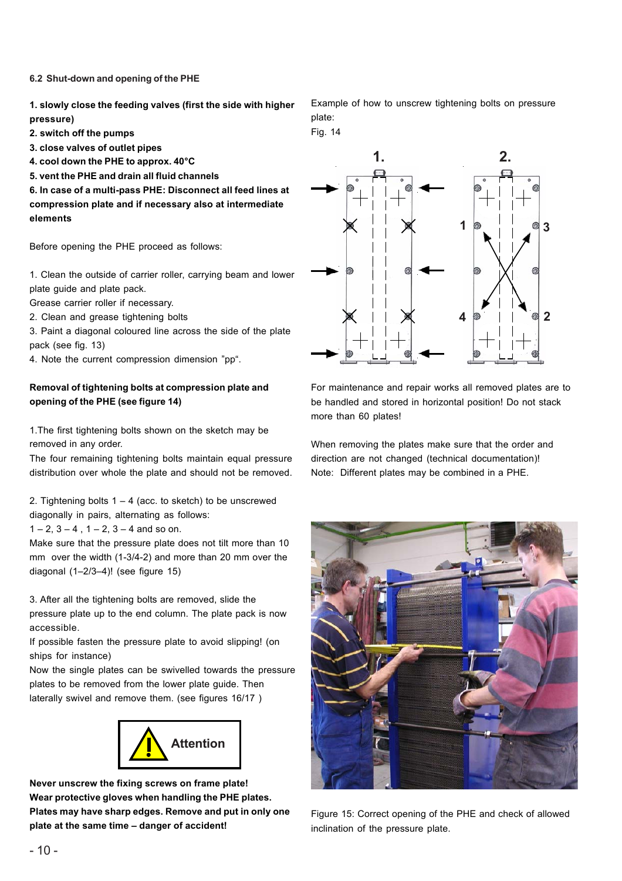### 6.2 Shut-down and opening of the PHE

**1. slowly close the feeding valves (first the side with higher pressure)**
**2. switch off the pumps**
**3. close valves of outlet pipes**
**4. cool down the PHE to approx. 40°C**
**5. vent the PHE and drain all fluid channels**
**6. In case of a multi-pass PHE: Disconnect all feed lines at compression plate and if necessary also at intermediate elements**

Before opening the PHE proceed as follows:

1. Clean the outside of carrier roller, carrying beam and lower plate guide and plate pack.
Grease carrier roller if necessary.
2. Clean and grease tightening bolts
3. Paint a diagonal coloured line across the side of the plate pack (see fig. 13)
4. Note the current compression dimension "pp".

**Removal of tightening bolts at compression plate and opening of the PHE (see figure 14)**

1.The first tightening bolts shown on the sketch may be removed in any order.
The four remaining tightening bolts maintain equal pressure distribution over whole the plate and should not be removed.

2. Tightening bolts 1 – 4 (acc. to sketch) to be unscrewed diagonally in pairs, alternating as follows:
1 – 2, 3 – 4 , 1 – 2, 3 – 4 and so on.
Make sure that the pressure plate does not tilt more than 10 mm over the width (1-3/4-2) and more than 20 mm over the diagonal (1–2/3–4)! (see figure 15)

3. After all the tightening bolts are removed, slide the pressure plate up to the end column. The plate pack is now accessible.
If possible fasten the pressure plate to avoid slipping! (on ships for instance)
Now the single plates can be swivelled towards the pressure plates to be removed from the lower plate guide. Then laterally swivel and remove them. (see figures 16/17 )

**Attention**

**Never unscrew the fixing screws on frame plate!**
**Wear protective gloves when handling the PHE plates.**
**Plates may have sharp edges. Remove and put in only one plate at the same time – danger of accident!**

Example of how to unscrew tightening bolts on pressure plate:
Fig. 14

For maintenance and repair works all removed plates are to be handled and stored in horizontal position! Do not stack more than 60 plates!

When removing the plates make sure that the order and direction are not changed (technical documentation)!
Note: Different plates may be combined in a PHE.

Figure 15: Correct opening of the PHE and check of allowed inclination of the pressure plate.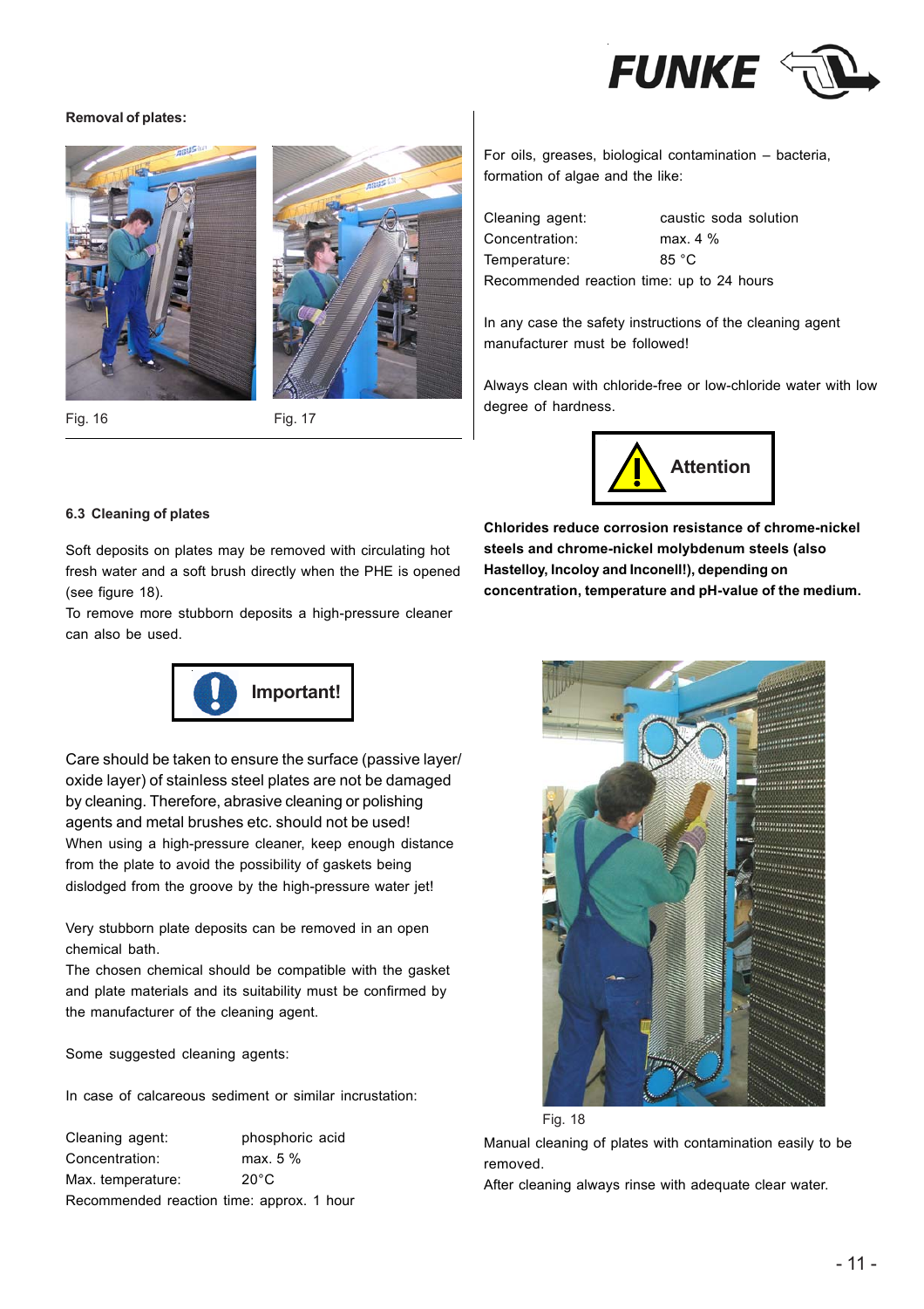**Removal of plates:**

Fig. 16

Fig. 17

### 6.3 Cleaning of plates

Soft deposits on plates may be removed with circulating hot fresh water and a soft brush directly when the PHE is opened (see figure 18).

To remove more stubborn deposits a high-pressure cleaner can also be used.

**Important!**

Care should be taken to ensure the surface (passive layer/ oxide layer) of stainless steel plates are not be damaged by cleaning. Therefore, abrasive cleaning or polishing agents and metal brushes etc. should not be used!

When using a high-pressure cleaner, keep enough distance from the plate to avoid the possibility of gaskets being dislodged from the groove by the high-pressure water jet!

Very stubborn plate deposits can be removed in an open chemical bath.

The chosen chemical should be compatible with the gasket and plate materials and its suitability must be confirmed by the manufacturer of the cleaning agent.

Some suggested cleaning agents:

In case of calcareous sediment or similar incrustation:

Cleaning agent: phosphoric acid
Concentration: max. 5 %
Max. temperature: 20°C
Recommended reaction time: approx. 1 hour

For oils, greases, biological contamination – bacteria, formation of algae and the like:

Cleaning agent: caustic soda solution
Concentration: max. 4 %
Temperature: 85 °C
Recommended reaction time: up to 24 hours

In any case the safety instructions of the cleaning agent manufacturer must be followed!

Always clean with chloride-free or low-chloride water with low degree of hardness.

**Attention**

**Chlorides reduce corrosion resistance of chrome-nickel steels and chrome-nickel molybdenum steels (also Hastelloy, Incoloy and Inconell!), depending on concentration, temperature and pH-value of the medium.**

Fig. 18

Manual cleaning of plates with contamination easily to be removed.

After cleaning always rinse with adequate clear water.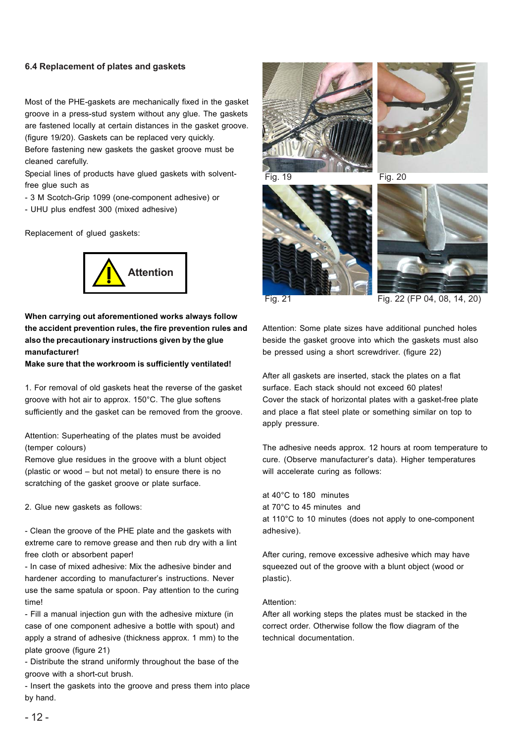### 6.4 Replacement of plates and gaskets

Most of the PHE-gaskets are mechanically fixed in the gasket groove in a press-stud system without any glue. The gaskets are fastened locally at certain distances in the gasket groove. (figure 19/20). Gaskets can be replaced very quickly.
Before fastening new gaskets the gasket groove must be cleaned carefully.
Special lines of products have glued gaskets with solvent-free glue such as

- 3 M Scotch-Grip 1099 (one-component adhesive) or
- UHU plus endfest 300 (mixed adhesive)

Replacement of glued gaskets:

**Attention**

**When carrying out aforementioned works always follow the accident prevention rules, the fire prevention rules and also the precautionary instructions given by the glue manufacturer!**
**Make sure that the workroom is sufficiently ventilated!**

1. For removal of old gaskets heat the reverse of the gasket groove with hot air to approx. 150°C. The glue softens sufficiently and the gasket can be removed from the groove.

Attention: Superheating of the plates must be avoided (temper colours)
Remove glue residues in the groove with a blunt object (plastic or wood – but not metal) to ensure there is no scratching of the gasket groove or plate surface.

2. Glue new gaskets as follows:

- Clean the groove of the PHE plate and the gaskets with extreme care to remove grease and then rub dry with a lint free cloth or absorbent paper!
- In case of mixed adhesive: Mix the adhesive binder and hardener according to manufacturer's instructions. Never use the same spatula or spoon. Pay attention to the curing time!
- Fill a manual injection gun with the adhesive mixture (in case of one component adhesive a bottle with spout) and apply a strand of adhesive (thickness approx. 1 mm) to the plate groove (figure 21)
- Distribute the strand uniformly throughout the base of the groove with a short-cut brush.
- Insert the gaskets into the groove and press them into place by hand.

Fig. 19

Fig. 20

Fig. 21

Fig. 22 (FP 04, 08, 14, 20)

Attention: Some plate sizes have additional punched holes beside the gasket groove into which the gaskets must also be pressed using a short screwdriver. (figure 22)

After all gaskets are inserted, stack the plates on a flat surface. Each stack should not exceed 60 plates!
Cover the stack of horizontal plates with a gasket-free plate and place a flat steel plate or something similar on top to apply pressure.

The adhesive needs approx. 12 hours at room temperature to cure. (Observe manufacturer's data). Higher temperatures will accelerate curing as follows:

at 40°C to 180 minutes
at 70°C to 45 minutes and
at 110°C to 10 minutes (does not apply to one-component adhesive).

After curing, remove excessive adhesive which may have squeezed out of the groove with a blunt object (wood or plastic).

Attention:
After all working steps the plates must be stacked in the correct order. Otherwise follow the flow diagram of the technical documentation.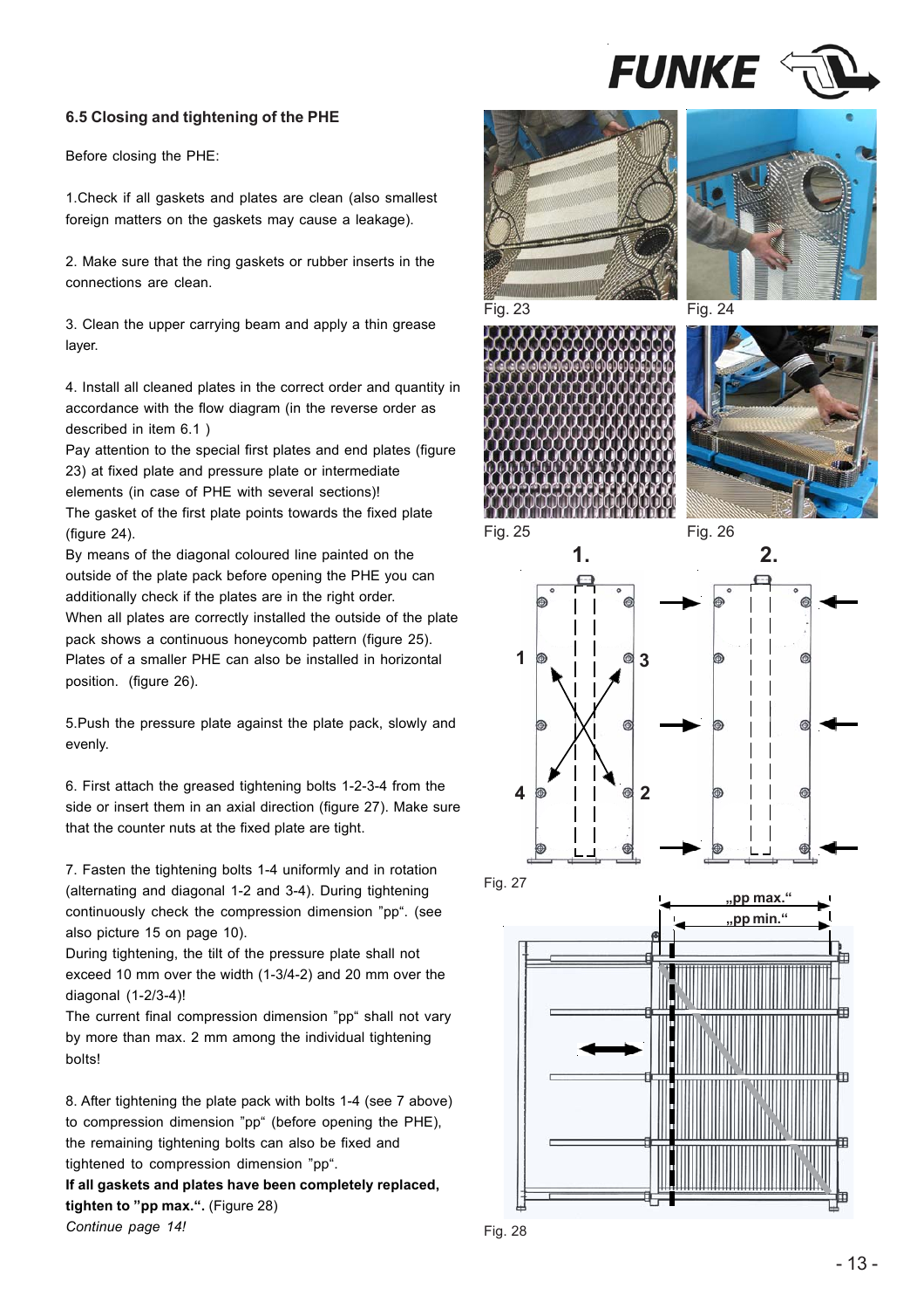## 6.5 Closing and tightening of the PHE

Before closing the PHE:

1.Check if all gaskets and plates are clean (also smallest foreign matters on the gaskets may cause a leakage).

2. Make sure that the ring gaskets or rubber inserts in the connections are clean.

3. Clean the upper carrying beam and apply a thin grease layer.

4. Install all cleaned plates in the correct order and quantity in accordance with the flow diagram (in the reverse order as described in item 6.1 )
Pay attention to the special first plates and end plates (figure 23) at fixed plate and pressure plate or intermediate elements (in case of PHE with several sections)!
The gasket of the first plate points towards the fixed plate (figure 24).
By means of the diagonal coloured line painted on the outside of the plate pack before opening the PHE you can additionally check if the plates are in the right order.
When all plates are correctly installed the outside of the plate pack shows a continuous honeycomb pattern (figure 25).
Plates of a smaller PHE can also be installed in horizontal position. (figure 26).

5.Push the pressure plate against the plate pack, slowly and evenly.

6. First attach the greased tightening bolts 1-2-3-4 from the side or insert them in an axial direction (figure 27). Make sure that the counter nuts at the fixed plate are tight.

7. Fasten the tightening bolts 1-4 uniformly and in rotation (alternating and diagonal 1-2 and 3-4). During tightening continuously check the compression dimension "pp". (see also picture 15 on page 10).
During tightening, the tilt of the pressure plate shall not exceed 10 mm over the width (1-3/4-2) and 20 mm over the diagonal (1-2/3-4)!
The current final compression dimension "pp" shall not vary by more than max. 2 mm among the individual tightening bolts!

8. After tightening the plate pack with bolts 1-4 (see 7 above) to compression dimension "pp" (before opening the PHE), the remaining tightening bolts can also be fixed and tightened to compression dimension "pp".
**If all gaskets and plates have been completely replaced, tighten to "pp max.".** (Figure 28)
*Continue page 14!*

Fig. 23

Fig. 24

Fig. 25

Fig. 26

Fig. 27

Fig. 28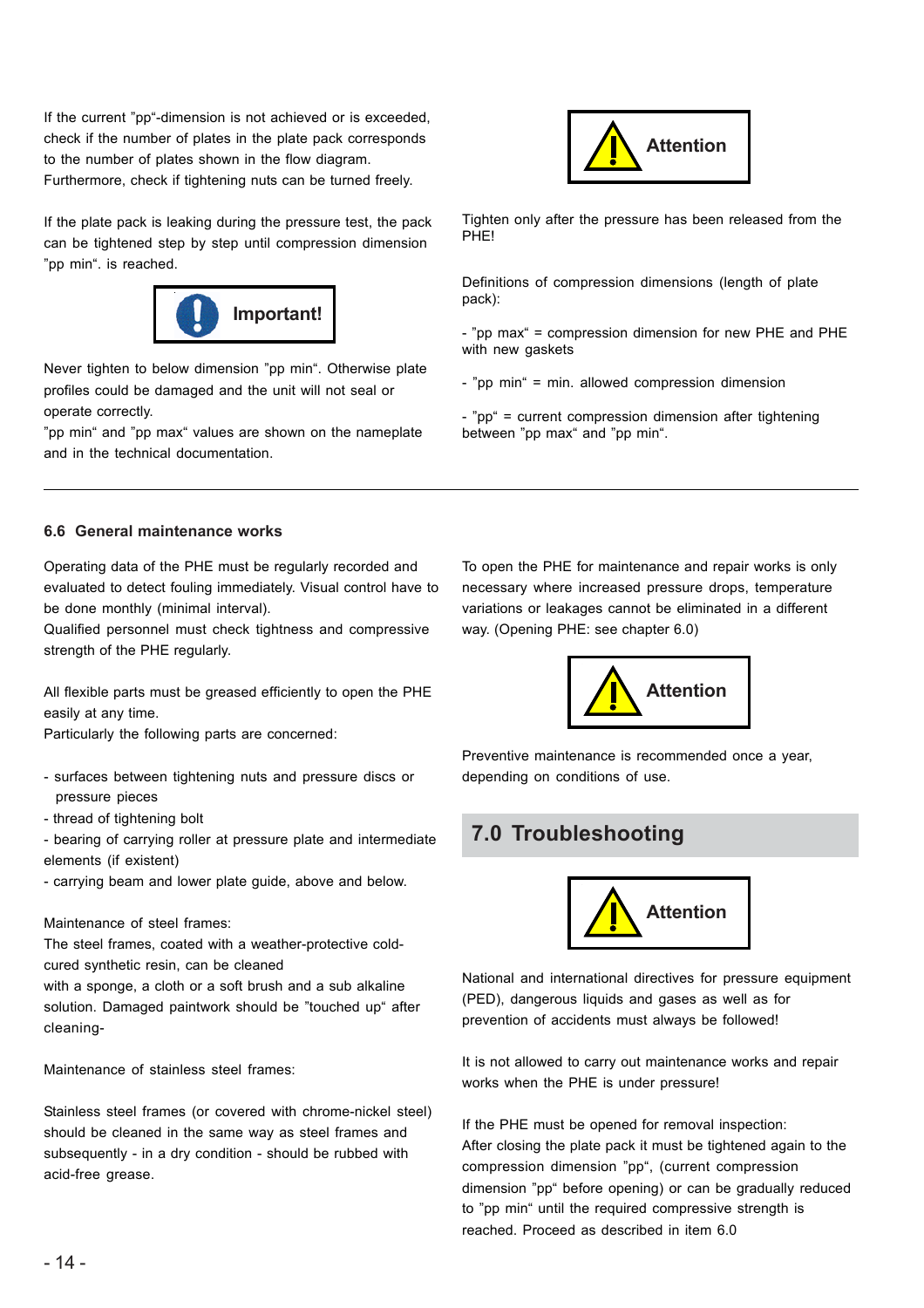If the current "pp"-dimension is not achieved or is exceeded, check if the number of plates in the plate pack corresponds to the number of plates shown in the flow diagram. Furthermore, check if tightening nuts can be turned freely.

If the plate pack is leaking during the pressure test, the pack can be tightened step by step until compression dimension "pp min". is reached.

**Important!**

Never tighten to below dimension "pp min". Otherwise plate profiles could be damaged and the unit will not seal or operate correctly.
"pp min" and "pp max" values are shown on the nameplate and in the technical documentation.

**Attention**

Tighten only after the pressure has been released from the PHE!

Definitions of compression dimensions (length of plate pack):

- "pp max" = compression dimension for new PHE and PHE with new gaskets
- "pp min" = min. allowed compression dimension
- "pp" = current compression dimension after tightening between "pp max" and "pp min".

---

### 6.6 General maintenance works

Operating data of the PHE must be regularly recorded and evaluated to detect fouling immediately. Visual control have to be done monthly (minimal interval).
Qualified personnel must check tightness and compressive strength of the PHE regularly.

All flexible parts must be greased efficiently to open the PHE easily at any time.
Particularly the following parts are concerned:

- surfaces between tightening nuts and pressure discs or pressure pieces
- thread of tightening bolt
- bearing of carrying roller at pressure plate and intermediate elements (if existent)
- carrying beam and lower plate guide, above and below.

Maintenance of steel frames:
The steel frames, coated with a weather-protective cold-cured synthetic resin, can be cleaned
with a sponge, a cloth or a soft brush and a sub alkaline solution. Damaged paintwork should be "touched up" after cleaning-

Maintenance of stainless steel frames:

Stainless steel frames (or covered with chrome-nickel steel) should be cleaned in the same way as steel frames and subsequently - in a dry condition - should be rubbed with acid-free grease.

To open the PHE for maintenance and repair works is only necessary where increased pressure drops, temperature variations or leakages cannot be eliminated in a different way. (Opening PHE: see chapter 6.0)

**Attention**

Preventive maintenance is recommended once a year, depending on conditions of use.

## 7.0 Troubleshooting

**Attention**

National and international directives for pressure equipment (PED), dangerous liquids and gases as well as for prevention of accidents must always be followed!

It is not allowed to carry out maintenance works and repair works when the PHE is under pressure!

If the PHE must be opened for removal inspection:
After closing the plate pack it must be tightened again to the compression dimension "pp", (current compression dimension "pp" before opening) or can be gradually reduced to "pp min" until the required compressive strength is reached. Proceed as described in item 6.0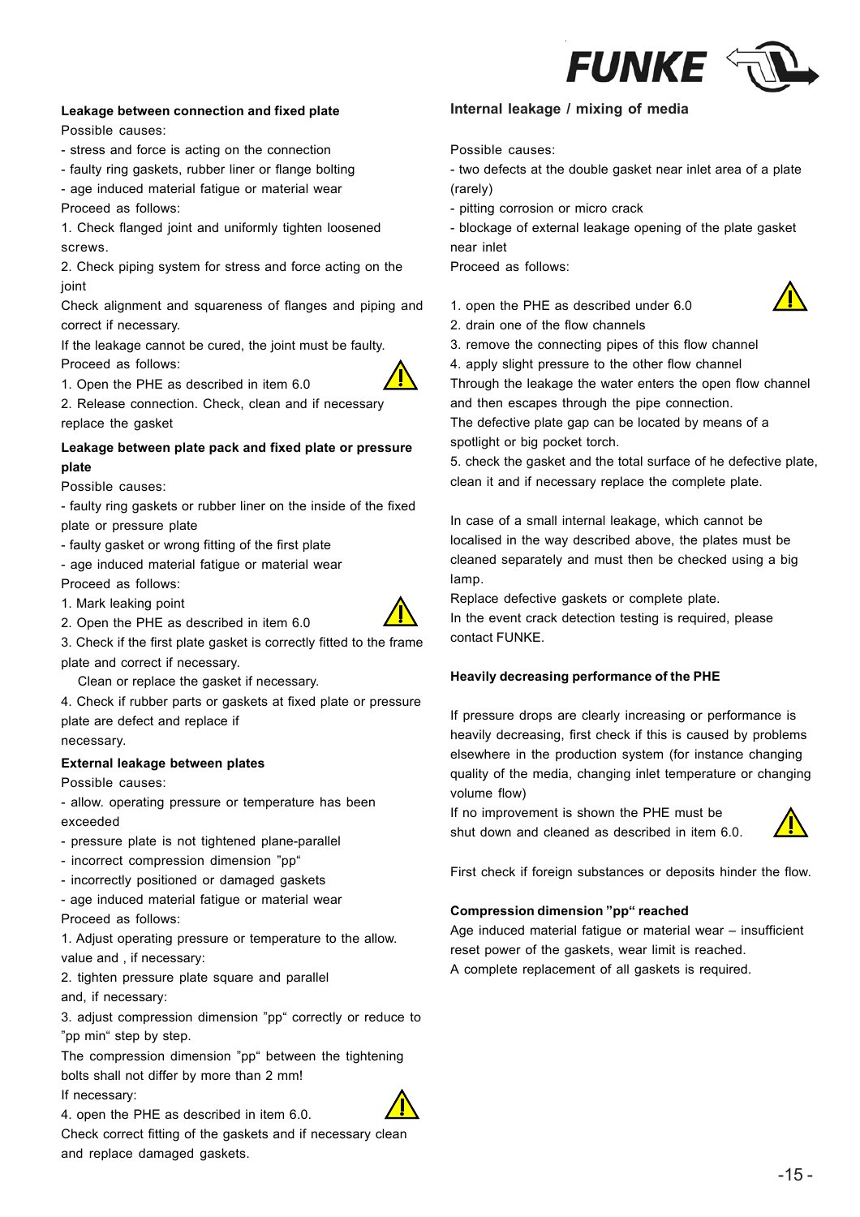**Leakage between connection and fixed plate**

Possible causes:

- stress and force is acting on the connection
- faulty ring gaskets, rubber liner or flange bolting
- age induced material fatigue or material wear

Proceed as follows:

1. Check flanged joint and uniformly tighten loosened screws.
2. Check piping system for stress and force acting on the joint

Check alignment and squareness of flanges and piping and correct if necessary.

If the leakage cannot be cured, the joint must be faulty.

Proceed as follows:

1. Open the PHE as described in item 6.0
2. Release connection. Check, clean and if necessary replace the gasket

**Leakage between plate pack and fixed plate or pressure plate**

Possible causes:

- faulty ring gaskets or rubber liner on the inside of the fixed plate or pressure plate
- faulty gasket or wrong fitting of the first plate
- age induced material fatigue or material wear

Proceed as follows:

1. Mark leaking point
2. Open the PHE as described in item 6.0
3. Check if the first plate gasket is correctly fitted to the frame plate and correct if necessary.
   Clean or replace the gasket if necessary.
4. Check if rubber parts or gaskets at fixed plate or pressure plate are defect and replace if necessary.

**External leakage between plates**

Possible causes:

- allow. operating pressure or temperature has been exceeded
- pressure plate is not tightened plane-parallel
- incorrect compression dimension "pp"
- incorrectly positioned or damaged gaskets
- age induced material fatigue or material wear

Proceed as follows:

1. Adjust operating pressure or temperature to the allow. value and , if necessary:
2. tighten pressure plate square and parallel and, if necessary:
3. adjust compression dimension "pp" correctly or reduce to "pp min" step by step.

The compression dimension "pp" between the tightening bolts shall not differ by more than 2 mm!

If necessary:

4. open the PHE as described in item 6.0.

Check correct fitting of the gaskets and if necessary clean and replace damaged gaskets.

**Internal leakage / mixing of media**

Possible causes:

- two defects at the double gasket near inlet area of a plate (rarely)
- pitting corrosion or micro crack
- blockage of external leakage opening of the plate gasket near inlet

Proceed as follows:

1. open the PHE as described under 6.0
2. drain one of the flow channels
3. remove the connecting pipes of this flow channel
4. apply slight pressure to the other flow channel

Through the leakage the water enters the open flow channel and then escapes through the pipe connection.

The defective plate gap can be located by means of a spotlight or big pocket torch.

5. check the gasket and the total surface of he defective plate, clean it and if necessary replace the complete plate.

In case of a small internal leakage, which cannot be localised in the way described above, the plates must be cleaned separately and must then be checked using a big lamp.

Replace defective gaskets or complete plate.

In the event crack detection testing is required, please contact FUNKE.

**Heavily decreasing performance of the PHE**

If pressure drops are clearly increasing or performance is heavily decreasing, first check if this is caused by problems elsewhere in the production system (for instance changing quality of the media, changing inlet temperature or changing volume flow)

If no improvement is shown the PHE must be shut down and cleaned as described in item 6.0.

First check if foreign substances or deposits hinder the flow.

**Compression dimension "pp" reached**

Age induced material fatigue or material wear – insufficient reset power of the gaskets, wear limit is reached.

A complete replacement of all gaskets is required.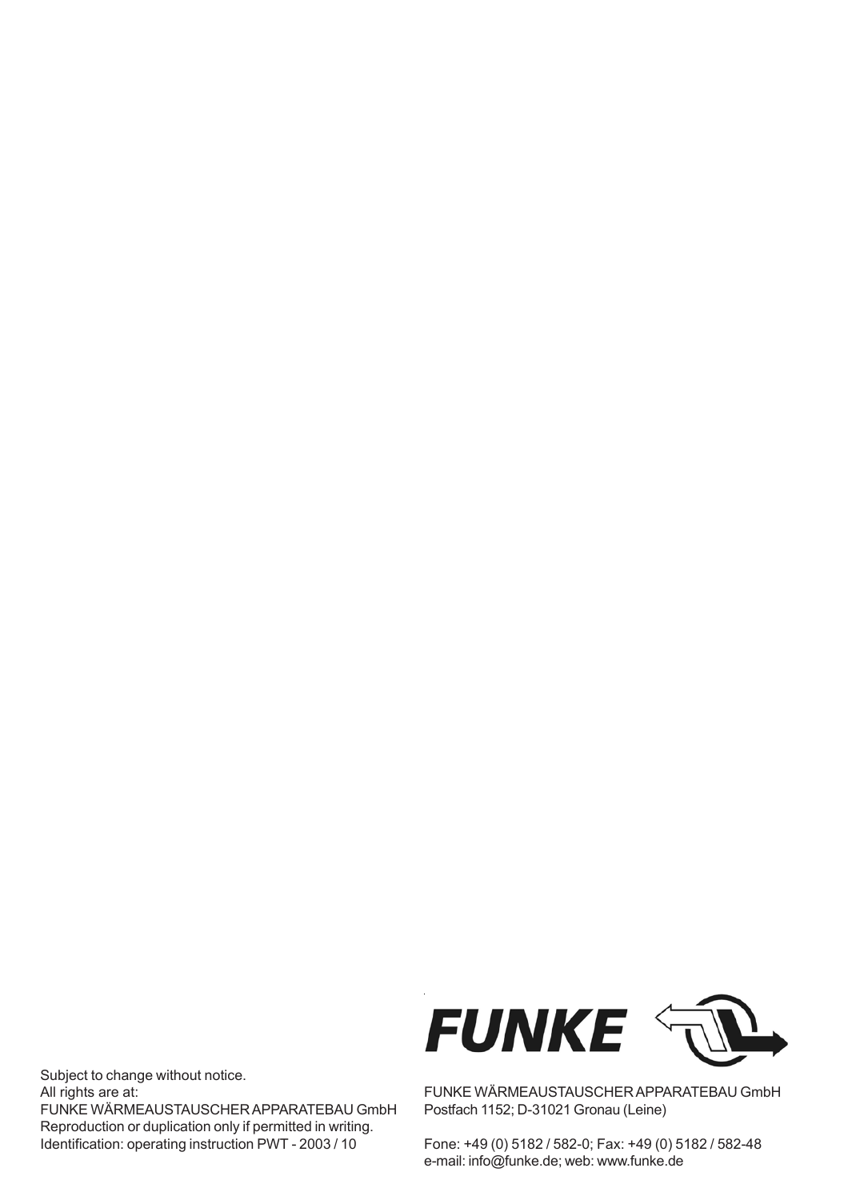FUNKE

Subject to change without notice.
All rights are at:
FUNKE WÄRMEAUSTAUSCHER APPARATEBAU GmbH
Reproduction or duplication only if permitted in writing.
Identification: operating instruction PWT - 2003 / 10

FUNKE WÄRMEAUSTAUSCHER APPARATEBAU GmbH
Postfach 1152; D-31021 Gronau (Leine)

Fone: +49 (0) 5182 / 582-0; Fax: +49 (0) 5182 / 582-48
e-mail: info@funke.de; web: www.funke.de